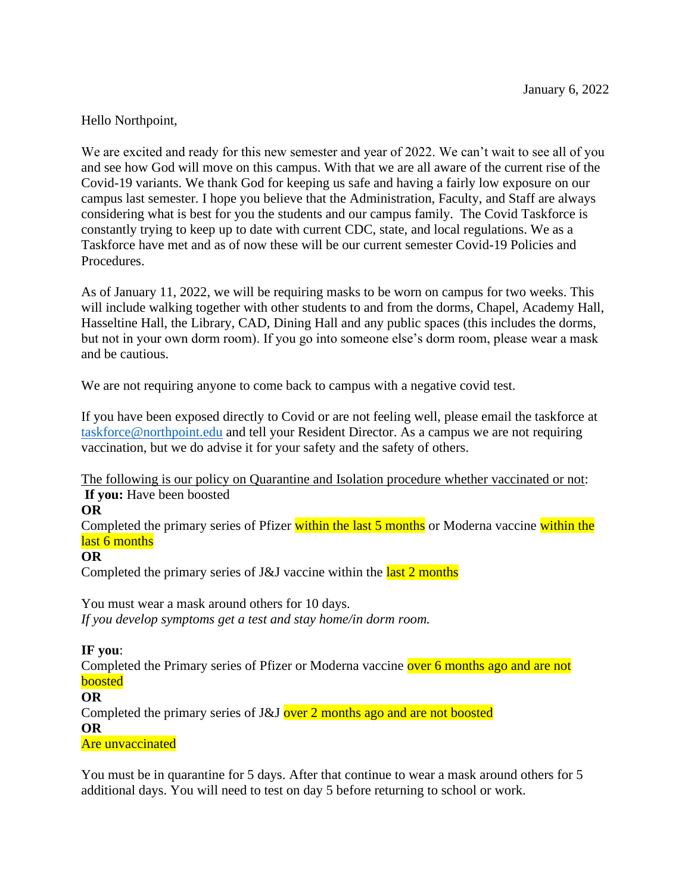January 6, 2022

Hello Northpoint,

We are excited and ready for this new semester and year of 2022. We can't wait to see all of you and see how God will move on this campus. With that we are all aware of the current rise of the Covid-19 variants. We thank God for keeping us safe and having a fairly low exposure on our campus last semester. I hope you believe that the Administration, Faculty, and Staff are always considering what is best for you the students and our campus family. The Covid Taskforce is constantly trying to keep up to date with current CDC, state, and local regulations. We as a Taskforce have met and as of now these will be our current semester Covid-19 Policies and Procedures.

As of January 11, 2022, we will be requiring masks to be worn on campus for two weeks. This will include walking together with other students to and from the dorms, Chapel, Academy Hall, Hasseltine Hall, the Library, CAD, Dining Hall and any public spaces (this includes the dorms, but not in your own dorm room). If you go into someone else's dorm room, please wear a mask and be cautious.

We are not requiring anyone to come back to campus with a negative covid test.

If you have been exposed directly to Covid or are not feeling well, please email the taskforce at taskforce@northpoint.edu and tell your Resident Director. As a campus we are not requiring vaccination, but we do advise it for your safety and the safety of others.

<u>The following is our policy on Quarantine and Isolation procedure whether vaccinated or not</u>:

**If you:** Have been boosted

**OR**

Completed the primary series of Pfizer within the last 5 months or Moderna vaccine within the last 6 months

**OR**

Completed the primary series of J&J vaccine within the last 2 months

You must wear a mask around others for 10 days.

*If you develop symptoms get a test and stay home/in dorm room.*

**IF you**:

Completed the Primary series of Pfizer or Moderna vaccine over 6 months ago and are not boosted

**OR**

Completed the primary series of J&J over 2 months ago and are not boosted

**OR**

Are unvaccinated

You must be in quarantine for 5 days. After that continue to wear a mask around others for 5 additional days. You will need to test on day 5 before returning to school or work.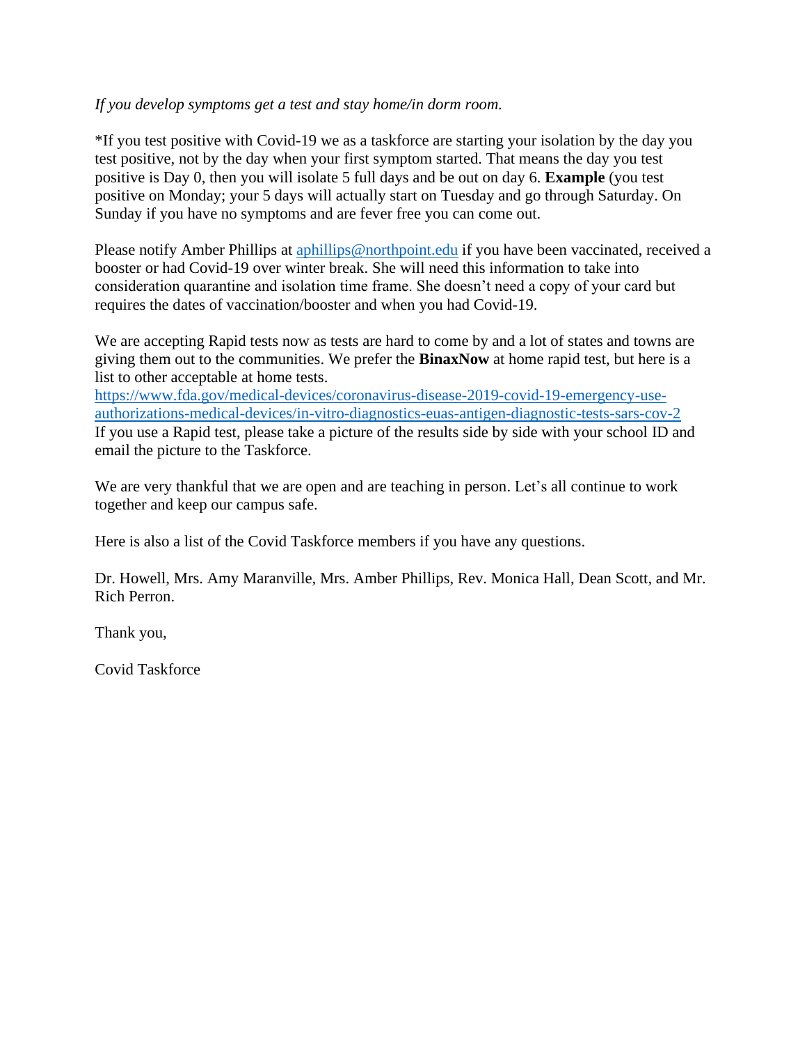*If you develop symptoms get a test and stay home/in dorm room.*

*If you test positive with Covid-19 we as a taskforce are starting your isolation by the day you test positive, not by the day when your first symptom started. That means the day you test positive is Day 0, then you will isolate 5 full days and be out on day 6. **Example** (you test positive on Monday; your 5 days will actually start on Tuesday and go through Saturday. On Sunday if you have no symptoms and are fever free you can come out.

Please notify Amber Phillips at [aphillips@northpoint.edu](mailto:aphillips@northpoint.edu) if you have been vaccinated, received a booster or had Covid-19 over winter break. She will need this information to take into consideration quarantine and isolation time frame. She doesn't need a copy of your card but requires the dates of vaccination/booster and when you had Covid-19.

We are accepting Rapid tests now as tests are hard to come by and a lot of states and towns are giving them out to the communities. We prefer the **BinaxNow** at home rapid test, but here is a list to other acceptable at home tests.
[https://www.fda.gov/medical-devices/coronavirus-disease-2019-covid-19-emergency-use-authorizations-medical-devices/in-vitro-diagnostics-euas-antigen-diagnostic-tests-sars-cov-2](https://www.fda.gov/medical-devices/coronavirus-disease-2019-covid-19-emergency-use-authorizations-medical-devices/in-vitro-diagnostics-euas-antigen-diagnostic-tests-sars-cov-2)
If you use a Rapid test, please take a picture of the results side by side with your school ID and email the picture to the Taskforce.

We are very thankful that we are open and are teaching in person. Let's all continue to work together and keep our campus safe.

Here is also a list of the Covid Taskforce members if you have any questions.

Dr. Howell, Mrs. Amy Maranville, Mrs. Amber Phillips, Rev. Monica Hall, Dean Scott, and Mr. Rich Perron.

Thank you,

Covid Taskforce